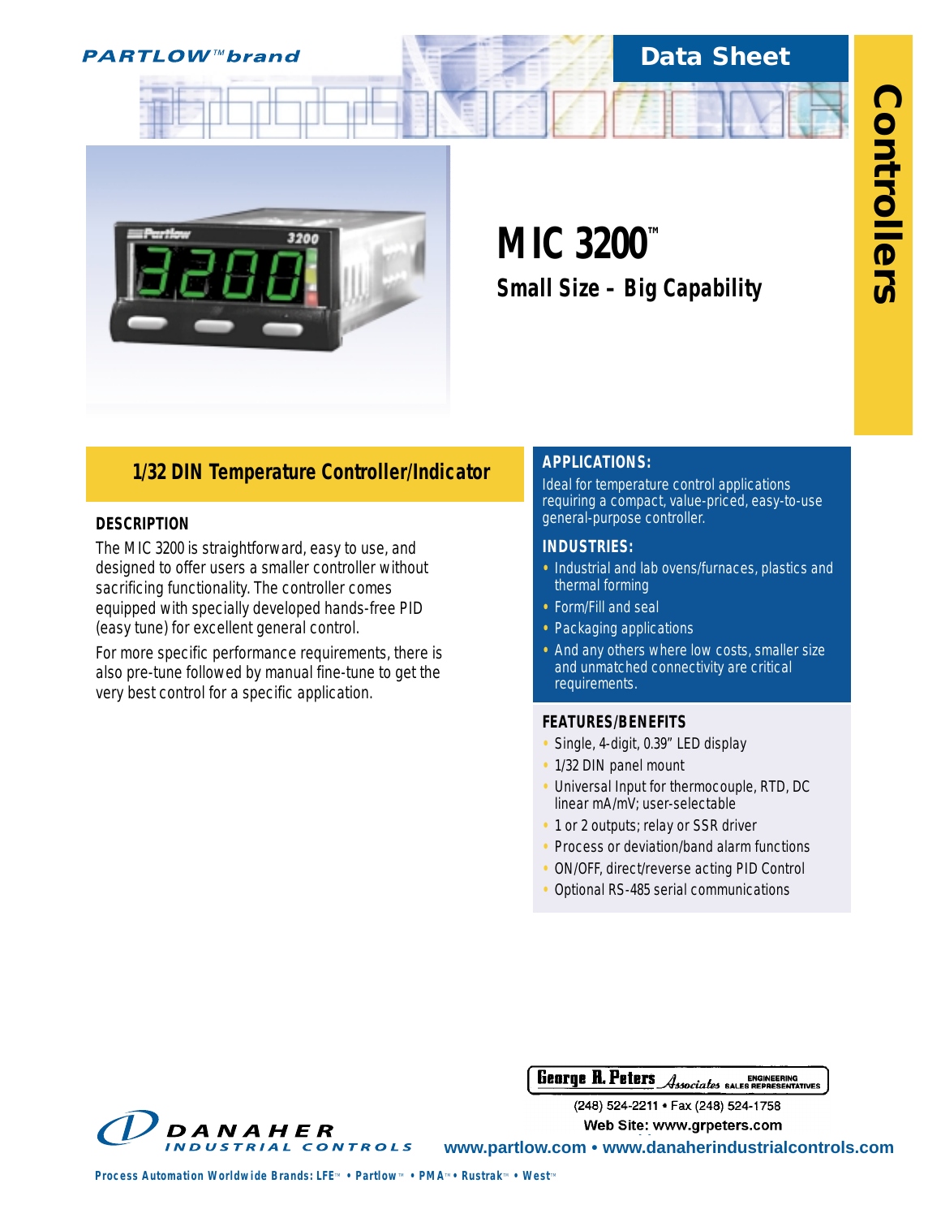PARTLOW™ brand

Data Sheet

Controllers

# MIC 3200™

## Small Size – Big Capability

## 1/32 DIN Temperature Controller/Indicator

### DESCRIPTION

The MIC 3200 is straightforward, easy to use, and designed to offer users a smaller controller without sacrificing functionality. The controller comes equipped with specially developed hands-free PID (easy tune) for excellent general control.

For more specific performance requirements, there is also pre-tune followed by manual fine-tune to get the very best control for a specific application.

### APPLICATIONS:

Ideal for temperature control applications requiring a compact, value-priced, easy-to-use general-purpose controller.

### INDUSTRIES:

- Industrial and lab ovens/furnaces, plastics and thermal forming
- Form/Fill and seal
- Packaging applications
- And any others where low costs, smaller size and unmatched connectivity are critical requirements.

### FEATURES/BENEFITS

- Single, 4-digit, 0.39" LED display
- 1/32 DIN panel mount
- Universal Input for thermocouple, RTD, DC linear mA/mV; user-selectable
- 1 or 2 outputs; relay or SSR driver
- Process or deviation/band alarm functions
- ON/OFF, direct/reverse acting PID Control
- Optional RS-485 serial communications

George R. Peters Associates ENGINEERING SALES REPRESENTATIVES
(248) 524-2211 • Fax (248) 524-1758
Web Site: www.grpeters.com

DANAHER INDUSTRIAL CONTROLS

www.partlow.com • www.danaherindustrialcontrols.com

Process Automation Worldwide Brands: LFE™ • Partlow™ • PMA™ • Rustrak™ • West™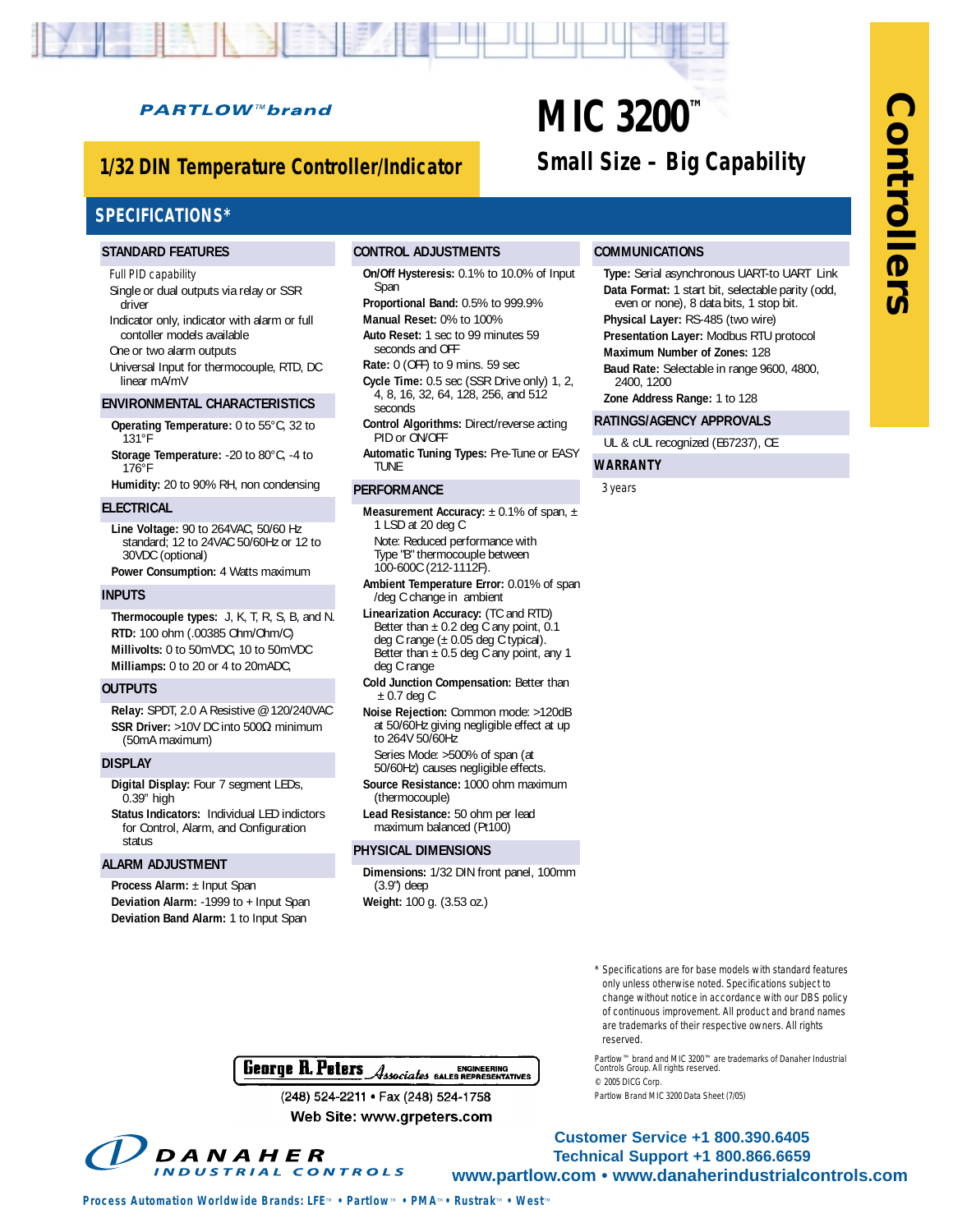PARTLOW™ brand

# MIC 3200™

## Small Size – Big Capability

## 1/32 DIN Temperature Controller/Indicator

Controllers

## SPECIFICATIONS*

### STANDARD FEATURES

*Full PID capability*

Single or dual outputs via relay or SSR driver

Indicator only, indicator with alarm or full contoller models available

One or two alarm outputs

Universal Input for thermocouple, RTD, DC linear mA/mV

### ENVIRONMENTAL CHARACTERISTICS

**Operating Temperature:** 0 to 55°C, 32 to 131°F

**Storage Temperature:** -20 to 80°C, -4 to 176°F

**Humidity:** 20 to 90% RH, non condensing

### ELECTRICAL

**Line Voltage:** 90 to 264VAC, 50/60 Hz standard; 12 to 24VAC 50/60Hz or 12 to 30VDC (optional)

**Power Consumption:** 4 Watts maximum

### INPUTS

**Thermocouple types:** J, K, T, R, S, B, and N.

**RTD:** 100 ohm (.00385 Ohm/Ohm/C)

**Millivolts:** 0 to 50mVDC, 10 to 50mVDC

**Milliamps:** 0 to 20 or 4 to 20mADC,

### OUTPUTS

**Relay:** SPDT, 2.0 A Resistive @ 120/240VAC

**SSR Driver:** >10V DC into 500Ω minimum (50mA maximum)

### DISPLAY

**Digital Display:** Four 7 segment LEDs, 0.39" high

**Status Indicators:** Individual LED indictors for Control, Alarm, and Configuration status

### ALARM ADJUSTMENT

**Process Alarm:** ± Input Span

**Deviation Alarm:** -1999 to + Input Span

**Deviation Band Alarm:** 1 to Input Span

### CONTROL ADJUSTMENTS

**On/Off Hysteresis:** 0.1% to 10.0% of Input Span

**Proportional Band:** 0.5% to 999.9%

**Manual Reset:** 0% to 100%

**Auto Reset:** 1 sec to 99 minutes 59 seconds and OFF

**Rate:** 0 (OFF) to 9 mins. 59 sec

**Cycle Time:** 0.5 sec (SSR Drive only) 1, 2, 4, 8, 16, 32, 64, 128, 256, and 512 seconds

**Control Algorithms:** Direct/reverse acting PID or ON/OFF

**Automatic Tuning Types:** Pre-Tune or EASY TUNE

### PERFORMANCE

**Measurement Accuracy:** ± 0.1% of span, ± 1 LSD at 20 deg C

Note: Reduced performance with Type "B" thermocouple between 100-600C (212-1112F).

**Ambient Temperature Error:** 0.01% of span /deg C change in ambient

**Linearization Accuracy:** (TC and RTD) Better than ± 0.2 deg C any point, 0.1 deg C range (± 0.05 deg C typical). Better than ± 0.5 deg C any point, any 1 deg C range

**Cold Junction Compensation:** Better than ± 0.7 deg C

**Noise Rejection:** Common mode: >120dB at 50/60Hz giving negligible effect at up to 264V 50/60Hz

Series Mode: >500% of span (at 50/60Hz) causes negligible effects.

**Source Resistance:** 1000 ohm maximum (thermocouple)

**Lead Resistance:** 50 ohm per lead maximum balanced (Pt100)

### PHYSICAL DIMENSIONS

**Dimensions:** 1/32 DIN front panel, 100mm (3.9") deep

**Weight:** 100 g. (3.53 oz.)

### COMMUNICATIONS

**Type:** Serial asynchronous UART-to UART Link

**Data Format:** 1 start bit, selectable parity (odd, even or none), 8 data bits, 1 stop bit.

**Physical Layer:** RS-485 (two wire)

**Presentation Layer:** Modbus RTU protocol

**Maximum Number of Zones:** 128

**Baud Rate:** Selectable in range 9600, 4800, 2400, 1200

**Zone Address Range:** 1 to 128

### RATINGS/AGENCY APPROVALS

UL & cUL recognized (E67237), CE

### WARRANTY

*3 years*

\* Specifications are for base models with standard features only unless otherwise noted. Specifications subject to change without notice in accordance with our DBS policy of continuous improvement. All product and brand names are trademarks of their respective owners. All rights reserved.

Partlow™ brand and MIC 3200™ are trademarks of Danaher Industrial Controls Group. All rights reserved.
© 2005 DICG Corp.
Partlow Brand MIC 3200 Data Sheet (7/05)

George R. Peters Associates ENGINEERING SALES REPRESENTATIVES
(248) 524-2211 • Fax (248) 524-1758
Web Site: www.grpeters.com

DANAHER INDUSTRIAL CONTROLS

**Customer Service +1 800.390.6405**
**Technical Support +1 800.866.6659**
**www.partlow.com • www.danaherindustrialcontrols.com**

**Process Automation Worldwide Brands: LFE™ • Partlow™ • PMA™ • Rustrak™ • West™**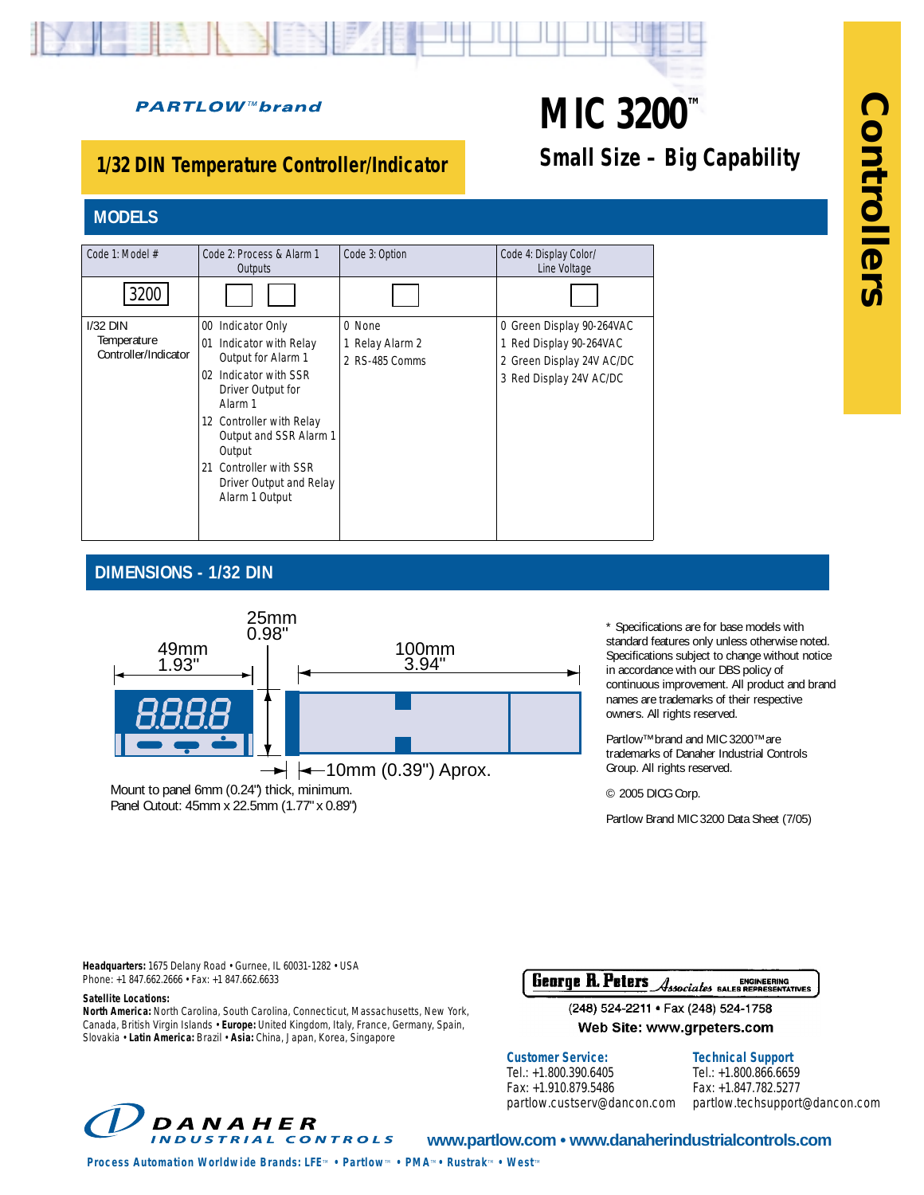*PARTLOW™ brand*

# MIC 3200™

## Small Size – Big Capability

## 1/32 DIN Temperature Controller/Indicator

Controllers

## MODELS

| Code 1: Model # | Code 2: Process & Alarm 1 Outputs | Code 3: Option | Code 4: Display Color/ Line Voltage |
|---|---|---|---|
| 3200 | ☐ ☐ | ☐ | ☐ |
| I/32 DIN Temperature Controller/Indicator | 00 Indicator Only<br>01 Indicator with Relay Output for Alarm 1<br>02 Indicator with SSR Driver Output for Alarm 1<br>12 Controller with Relay Output and SSR Alarm 1 Output<br>21 Controller with SSR Driver Output and Relay Alarm 1 Output | 0 None<br>1 Relay Alarm 2<br>2 RS-485 Comms | 0 Green Display 90-264VAC<br>1 Red Display 90-264VAC<br>2 Green Display 24V AC/DC<br>3 Red Display 24V AC/DC |

## DIMENSIONS - 1/32 DIN

49mm 1.93"

25mm 0.98"

100mm 3.94"

10mm (0.39") Aprox.

Mount to panel 6mm (0.24") thick, minimum.
Panel Cutout: 45mm x 22.5mm (1.77" x 0.89")

\* Specifications are for base models with standard features only unless otherwise noted. Specifications subject to change without notice in accordance with our DBS policy of continuous improvement. All product and brand names are trademarks of their respective owners. All rights reserved.

Partlow™ brand and MIC 3200™ are trademarks of Danaher Industrial Controls Group. All rights reserved.

© 2005 DICG Corp.

Partlow Brand MIC 3200 Data Sheet (7/05)

**Headquarters:** 1675 Delany Road • Gurnee, IL 60031-1282 • USA
Phone: +1 847.662.2666 • Fax: +1 847.662.6633

**Satellite Locations:**
**North America:** North Carolina, South Carolina, Connecticut, Massachusetts, New York, Canada, British Virgin Islands • **Europe:** United Kingdom, Italy, France, Germany, Spain, Slovakia • **Latin America:** Brazil • **Asia:** China, Japan, Korea, Singapore

George R. Peters Associates ENGINEERING SALES REPRESENTATIVES
(248) 524-2211 • Fax (248) 524-1758
Web Site: www.grpeters.com

**Customer Service:**
Tel.: +1.800.390.6405
Fax: +1.910.879.5486
partlow.custserv@dancon.com

**Technical Support**
Tel.: +1.800.866.6659
Fax: +1.847.782.5277
partlow.techsupport@dancon.com

DANAHER INDUSTRIAL CONTROLS

www.partlow.com • www.danaherindustrialcontrols.com

Process Automation Worldwide Brands: LFE™ • Partlow™ • PMA™ • Rustrak™ • West™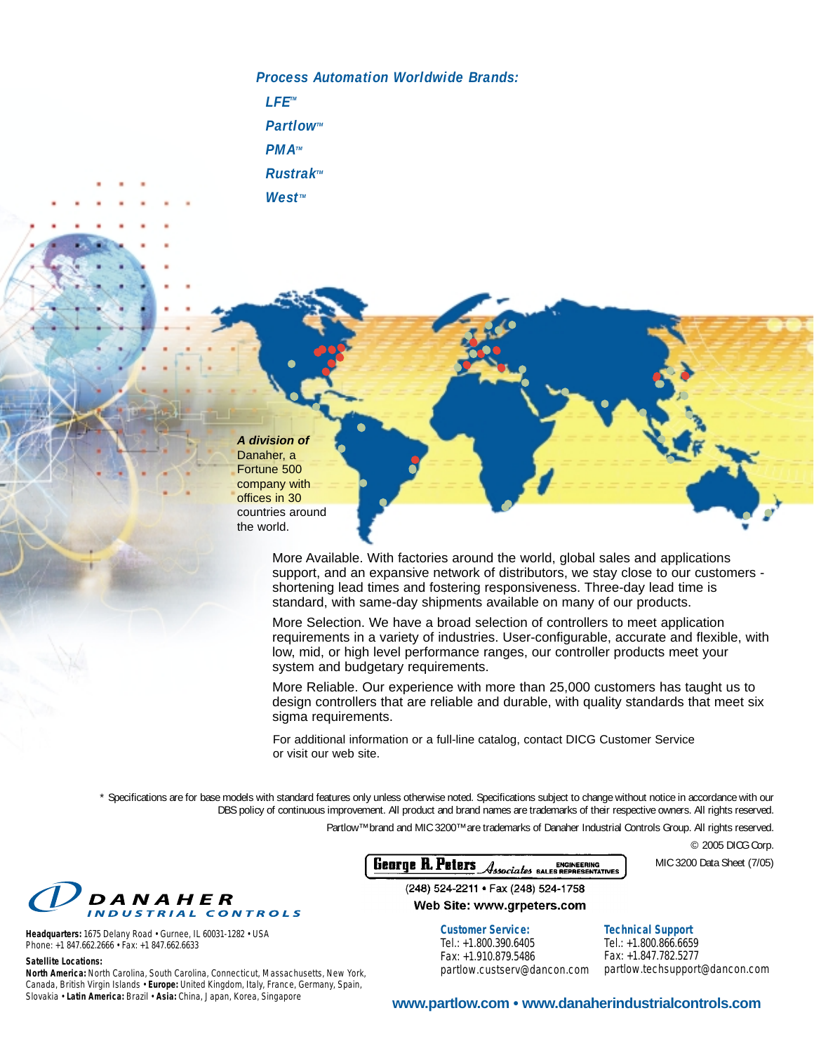***Process Automation Worldwide Brands:***

***LFE™***

***Partlow™***

***PMA™***

***Rustrak™***

***West™***

***A division of*** Danaher, a Fortune 500 company with offices in 30 countries around the world.

More Available. With factories around the world, global sales and applications support, and an expansive network of distributors, we stay close to our customers - shortening lead times and fostering responsiveness. Three-day lead time is standard, with same-day shipments available on many of our products.

More Selection. We have a broad selection of controllers to meet application requirements in a variety of industries. User-configurable, accurate and flexible, with low, mid, or high level performance ranges, our controller products meet your system and budgetary requirements.

More Reliable. Our experience with more than 25,000 customers has taught us to design controllers that are reliable and durable, with quality standards that meet six sigma requirements.

For additional information or a full-line catalog, contact DICG Customer Service or visit our web site.

\* Specifications are for base models with standard features only unless otherwise noted. Specifications subject to change without notice in accordance with our DBS policy of continuous improvement. All product and brand names are trademarks of their respective owners. All rights reserved.

Partlow™ brand and MIC 3200™ are trademarks of Danaher Industrial Controls Group. All rights reserved.

© 2005 DICG Corp.

MIC 3200 Data Sheet (7/05)

George R. Peters Associates ENGINEERING SALES REPRESENTATIVES

(248) 524-2211 • Fax (248) 524-1758

Web Site: www.grpeters.com

DANAHER INDUSTRIAL CONTROLS

**Headquarters:** 1675 Delany Road • Gurnee, IL 60031-1282 • USA
Phone: +1 847.662.2666 • Fax: +1 847.662.6633

**Satellite Locations:**
**North America:** North Carolina, South Carolina, Connecticut, Massachusetts, New York, Canada, British Virgin Islands • **Europe:** United Kingdom, Italy, France, Germany, Spain, Slovakia • **Latin America:** Brazil • **Asia:** China, Japan, Korea, Singapore

**Customer Service:**
Tel.: +1.800.390.6405
Fax: +1.910.879.5486
partlow.custserv@dancon.com

**Technical Support**
Tel.: +1.800.866.6659
Fax: +1.847.782.5277
partlow.techsupport@dancon.com

**www.partlow.com • www.danaherindustrialcontrols.com**